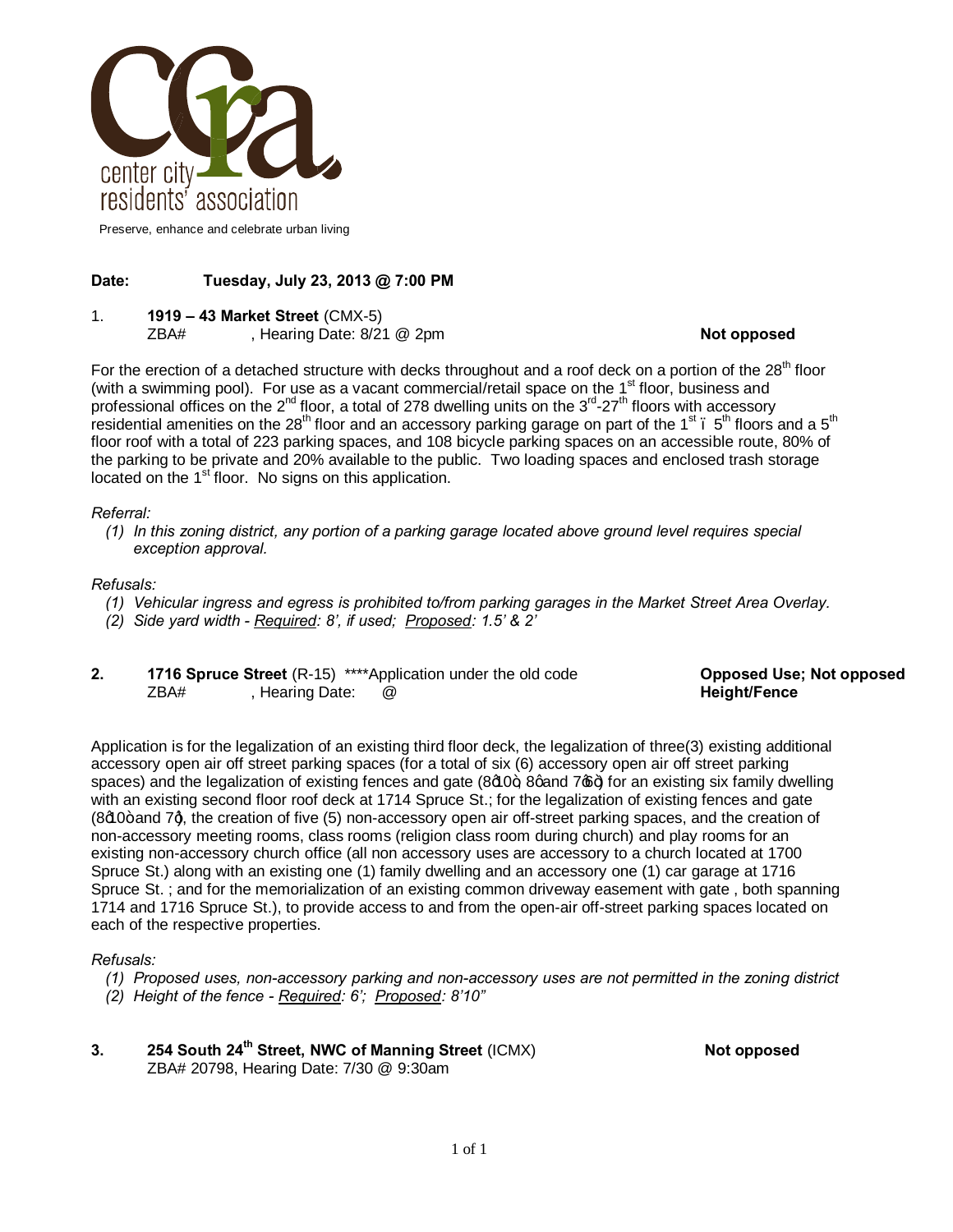center city residents' association

Preserve, enhance and celebrate urban living

**Date: Tuesday, July 23, 2013 @ 7:00 PM**

1. **1919 – 43 Market Street** (CMX-5)
   ZBA# , Hearing Date: 8/21 @ 2pm **Not opposed**

For the erection of a detached structure with decks throughout and a roof deck on a portion of the 28th floor (with a swimming pool). For use as a vacant commercial/retail space on the 1st floor, business and professional offices on the 2nd floor, a total of 278 dwelling units on the 3rd-27th floors with accessory residential amenities on the 28th floor and an accessory parking garage on part of the 1st – 5th floors and a 5th floor roof with a total of 223 parking spaces, and 108 bicycle parking spaces on an accessible route, 80% of the parking to be private and 20% available to the public. Two loading spaces and enclosed trash storage located on the 1st floor. No signs on this application.

*Referral:*

*(1) In this zoning district, any portion of a parking garage located above ground level requires special exception approval.*

*Refusals:*

*(1) Vehicular ingress and egress is prohibited to/from parking garages in the Market Street Area Overlay.*
*(2) Side yard width - Required: 8', if used; Proposed: 1.5' & 2'*

2. **1716 Spruce Street** (R-15) ****Application under the old code **Opposed Use; Not opposed Height/Fence**
   ZBA# , Hearing Date: @

Application is for the legalization of an existing third floor deck, the legalization of three(3) existing additional accessory open air off street parking spaces (for a total of six (6) accessory open air off street parking spaces) and the legalization of existing fences and gate (8'10", 8' and 7'6") for an existing six family dwelling with an existing second floor roof deck at 1714 Spruce St.; for the legalization of existing fences and gate (8'10" and 7'), the creation of five (5) non-accessory open air off-street parking spaces, and the creation of non-accessory meeting rooms, class rooms (religion class room during church) and play rooms for an existing non-accessory church office (all non accessory uses are accessory to a church located at 1700 Spruce St.) along with an existing one (1) family dwelling and an accessory one (1) car garage at 1716 Spruce St. ; and for the memorialization of an existing common driveway easement with gate , both spanning 1714 and 1716 Spruce St.), to provide access to and from the open-air off-street parking spaces located on each of the respective properties.

*Refusals:*

*(1) Proposed uses, non-accessory parking and non-accessory uses are not permitted in the zoning district*
*(2) Height of the fence - Required: 6'; Proposed: 8'10"*

3. **254 South 24th Street, NWC of Manning Street** (ICMX) **Not opposed**
   ZBA# 20798, Hearing Date: 7/30 @ 9:30am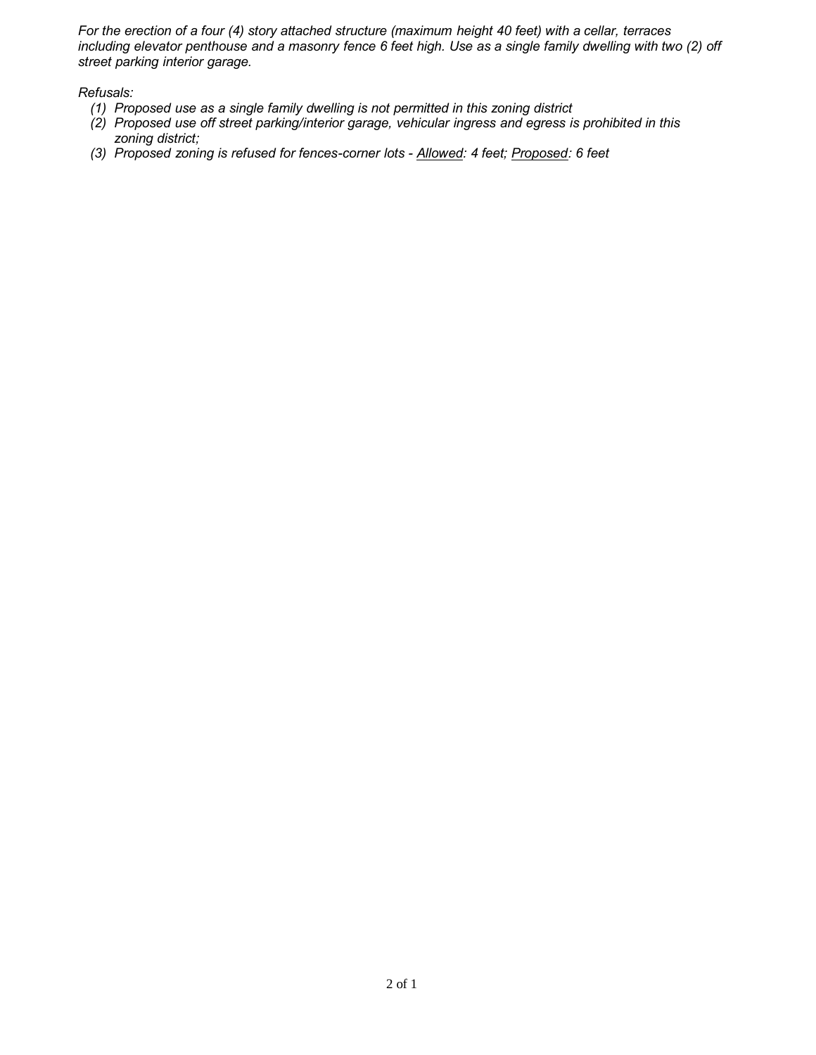*For the erection of a four (4) story attached structure (maximum height 40 feet) with a cellar, terraces including elevator penthouse and a masonry fence 6 feet high. Use as a single family dwelling with two (2) off street parking interior garage.*

*Refusals:*

1. *Proposed use as a single family dwelling is not permitted in this zoning district*
2. *Proposed use off street parking/interior garage, vehicular ingress and egress is prohibited in this zoning district;*
3. *Proposed zoning is refused for fences-corner lots - Allowed: 4 feet; Proposed: 6 feet*